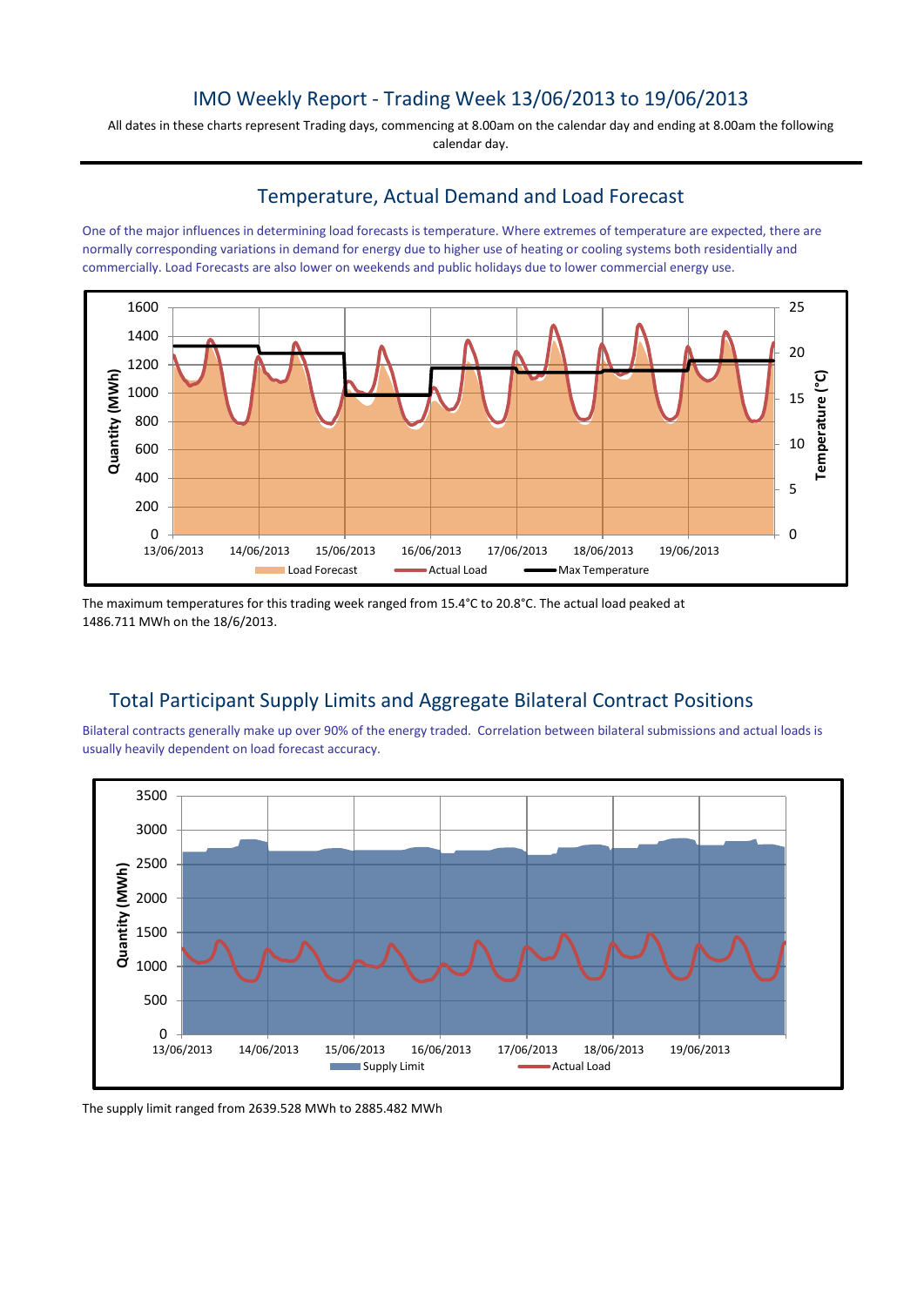# IMO Weekly Report - Trading Week 13/06/2013 to 19/06/2013

All dates in these charts represent Trading days, commencing at 8.00am on the calendar day and ending at 8.00am the following calendar day.

## Temperature, Actual Demand and Load Forecast

One of the major influences in determining load forecasts is temperature. Where extremes of temperature are expected, there are normally corresponding variations in demand for energy due to higher use of heating or cooling systems both residentially and commercially. Load Forecasts are also lower on weekends and public holidays due to lower commercial energy use.

Quantity (MWh)
1600
1400
1200
1000
800
600
400
200
0

Temperature (°C)
25
20
15
10
5
0

13/06/2013 14/06/2013 15/06/2013 16/06/2013 17/06/2013 18/06/2013 19/06/2013

Load Forecast
Actual Load
Max Temperature

The maximum temperatures for this trading week ranged from 15.4°C to 20.8°C. The actual load peaked at 1486.711 MWh on the 18/6/2013.

## Total Participant Supply Limits and Aggregate Bilateral Contract Positions

Bilateral contracts generally make up over 90% of the energy traded. Correlation between bilateral submissions and actual loads is usually heavily dependent on load forecast accuracy.

Quantity (MWh)
3500
3000
2500
2000
1500
1000
500
0

13/06/2013 14/06/2013 15/06/2013 16/06/2013 17/06/2013 18/06/2013 19/06/2013

Supply Limit
Actual Load

The supply limit ranged from 2639.528 MWh to 2885.482 MWh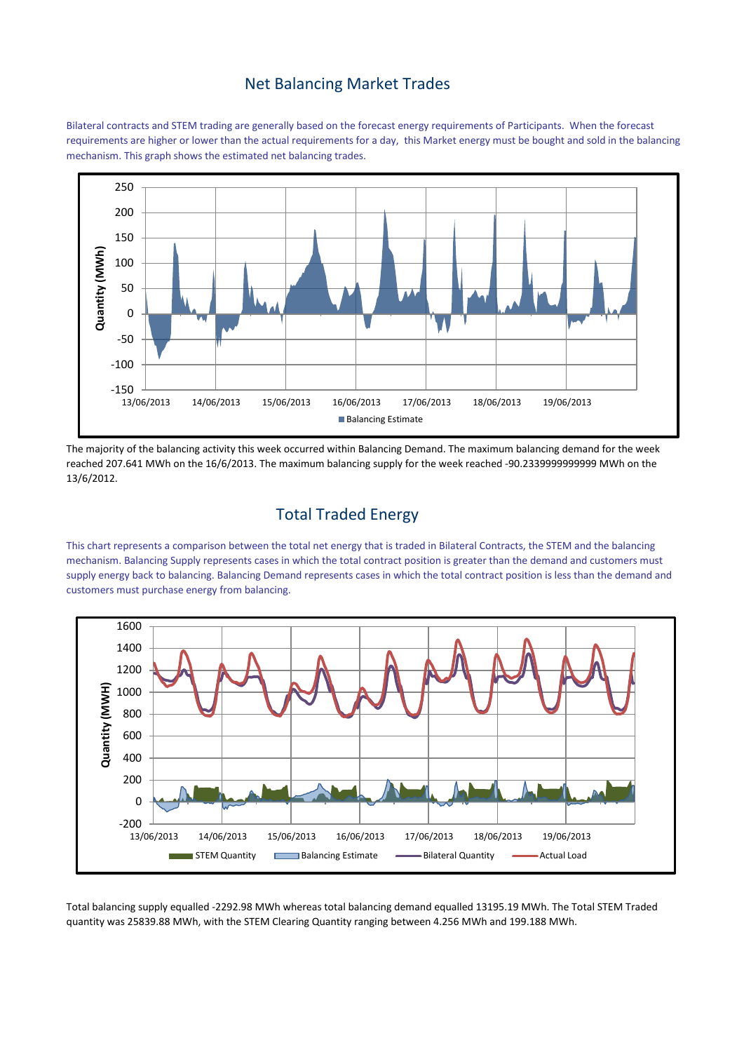## Net Balancing Market Trades

Bilateral contracts and STEM trading are generally based on the forecast energy requirements of Participants. When the forecast requirements are higher or lower than the actual requirements for a day, this Market energy must be bought and sold in the balancing mechanism. This graph shows the estimated net balancing trades.

250
200
150
100
50
0
-50
-100
-150
Quantity (MWh)
13/06/2013
14/06/2013
15/06/2013
16/06/2013
17/06/2013
18/06/2013
19/06/2013
Balancing Estimate

The majority of the balancing activity this week occurred within Balancing Demand. The maximum balancing demand for the week reached 207.641 MWh on the 16/6/2013. The maximum balancing supply for the week reached -90.2339999999999 MWh on the 13/6/2012.

## Total Traded Energy

This chart represents a comparison between the total net energy that is traded in Bilateral Contracts, the STEM and the balancing mechanism. Balancing Supply represents cases in which the total contract position is greater than the demand and customers must supply energy back to balancing. Balancing Demand represents cases in which the total contract position is less than the demand and customers must purchase energy from balancing.

1600
1400
1200
1000
800
600
400
200
0
-200
Quantity (MWH)
13/06/2013
14/06/2013
15/06/2013
16/06/2013
17/06/2013
18/06/2013
19/06/2013
STEM Quantity
Balancing Estimate
Bilateral Quantity
Actual Load

Total balancing supply equalled -2292.98 MWh whereas total balancing demand equalled 13195.19 MWh. The Total STEM Traded quantity was 25839.88 MWh, with the STEM Clearing Quantity ranging between 4.256 MWh and 199.188 MWh.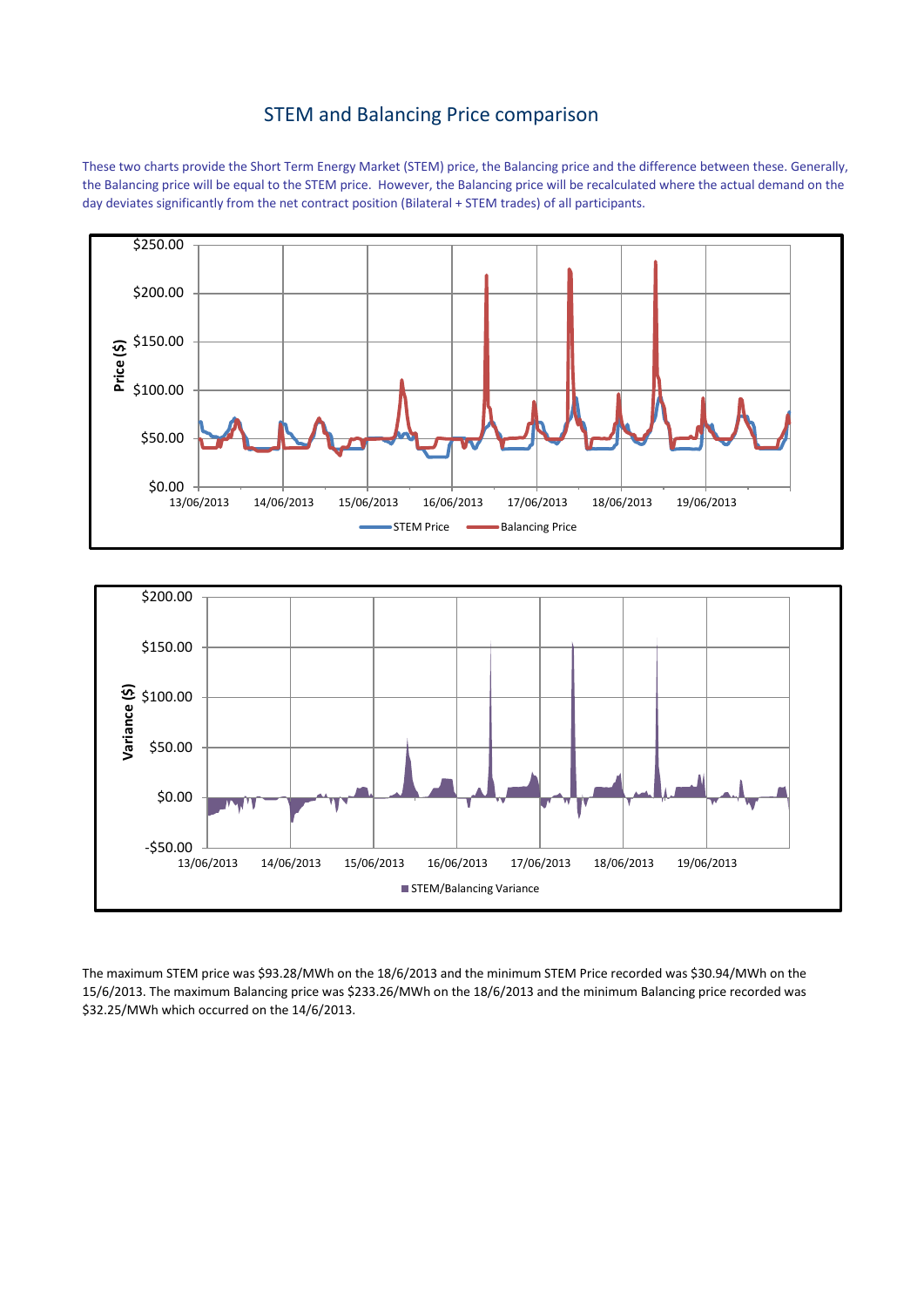# STEM and Balancing Price comparison

These two charts provide the Short Term Energy Market (STEM) price, the Balancing price and the difference between these. Generally, the Balancing price will be equal to the STEM price. However, the Balancing price will be recalculated where the actual demand on the day deviates significantly from the net contract position (Bilateral + STEM trades) of all participants.

Price ($)

$250.00
$200.00
$150.00
$100.00
$50.00
$0.00

13/06/2013 14/06/2013 15/06/2013 16/06/2013 17/06/2013 18/06/2013 19/06/2013

STEM Price
Balancing Price

Variance ($)

$200.00
$150.00
$100.00
$50.00
$0.00
-$50.00

13/06/2013 14/06/2013 15/06/2013 16/06/2013 17/06/2013 18/06/2013 19/06/2013

STEM/Balancing Variance

The maximum STEM price was $93.28/MWh on the 18/6/2013 and the minimum STEM Price recorded was $30.94/MWh on the 15/6/2013. The maximum Balancing price was $233.26/MWh on the 18/6/2013 and the minimum Balancing price recorded was $32.25/MWh which occurred on the 14/6/2013.